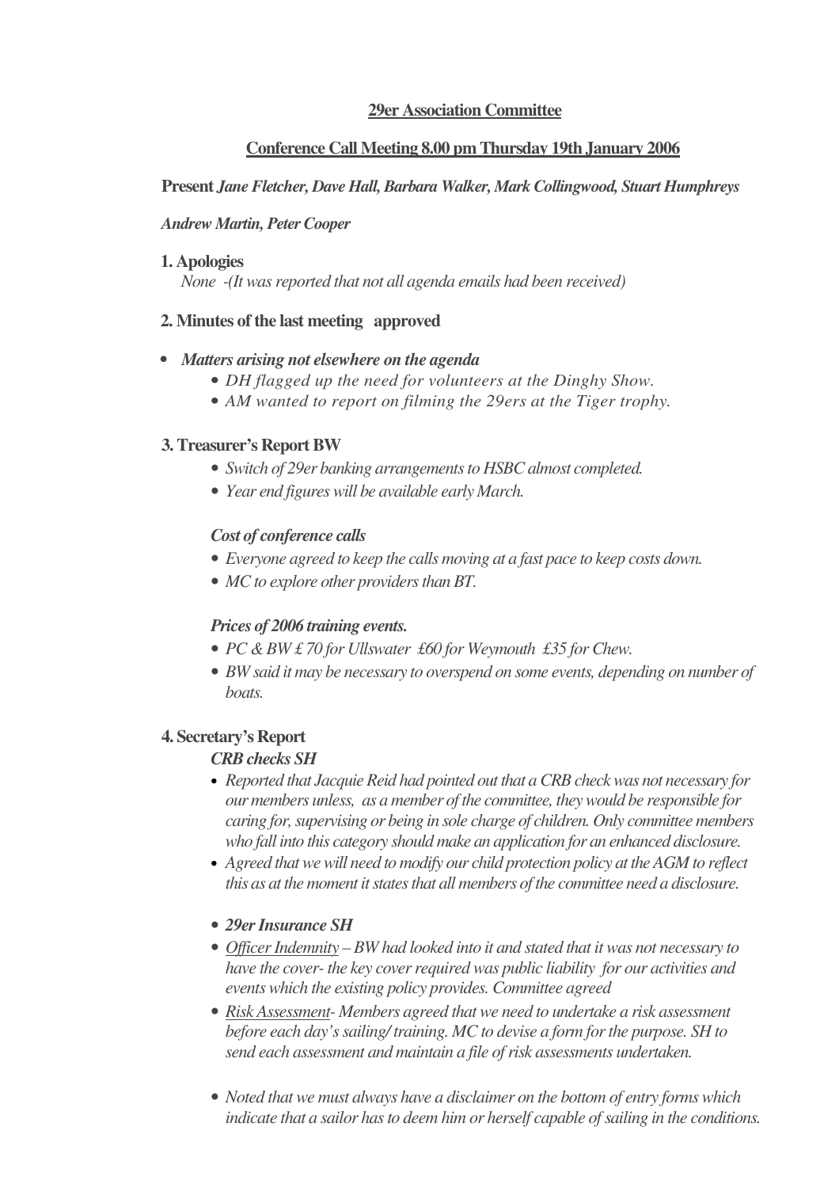## 29er Association Committee

## Conference Call Meeting 8.00 pm Thursday 19th January 2006

**Present** ***Jane Fletcher, Dave Hall, Barbara Walker, Mark Collingwood, Stuart Humphreys***

***Andrew Martin, Peter Cooper***

**1. Apologies**

*None -(It was reported that not all agenda emails had been received)*

**2. Minutes of the last meeting approved**

- ***Matters arising not elsewhere on the agenda***
  - *DH flagged up the need for volunteers at the Dinghy Show.*
  - *AM wanted to report on filming the 29ers at the Tiger trophy.*

**3. Treasurer's Report BW**

- *Switch of 29er banking arrangements to HSBC almost completed.*
- *Year end figures will be available early March.*

***Cost of conference calls***

- *Everyone agreed to keep the calls moving at a fast pace to keep costs down.*
- *MC to explore other providers than BT.*

***Prices of 2006 training events.***

- *PC & BW £ 70 for Ullswater £60 for Weymouth £35 for Chew.*
- *BW said it may be necessary to overspend on some events, depending on number of boats.*

**4. Secretary's Report**

***CRB checks SH***

- *Reported that Jacquie Reid had pointed out that a CRB check was not necessary for our members unless, as a member of the committee, they would be responsible for caring for, supervising or being in sole charge of children. Only committee members who fall into this category should make an application for an enhanced disclosure.*
- *Agreed that we will need to modify our child protection policy at the AGM to reflect this as at the moment it states that all members of the committee need a disclosure.*

- ***29er Insurance SH***
- *Officer Indemnity – BW had looked into it and stated that it was not necessary to have the cover- the key cover required was public liability for our activities and events which the existing policy provides. Committee agreed*
- *Risk Assessment- Members agreed that we need to undertake a risk assessment before each day's sailing/ training. MC to devise a form for the purpose. SH to send each assessment and maintain a file of risk assessments undertaken.*

- *Noted that we must always have a disclaimer on the bottom of entry forms which indicate that a sailor has to deem him or herself capable of sailing in the conditions.*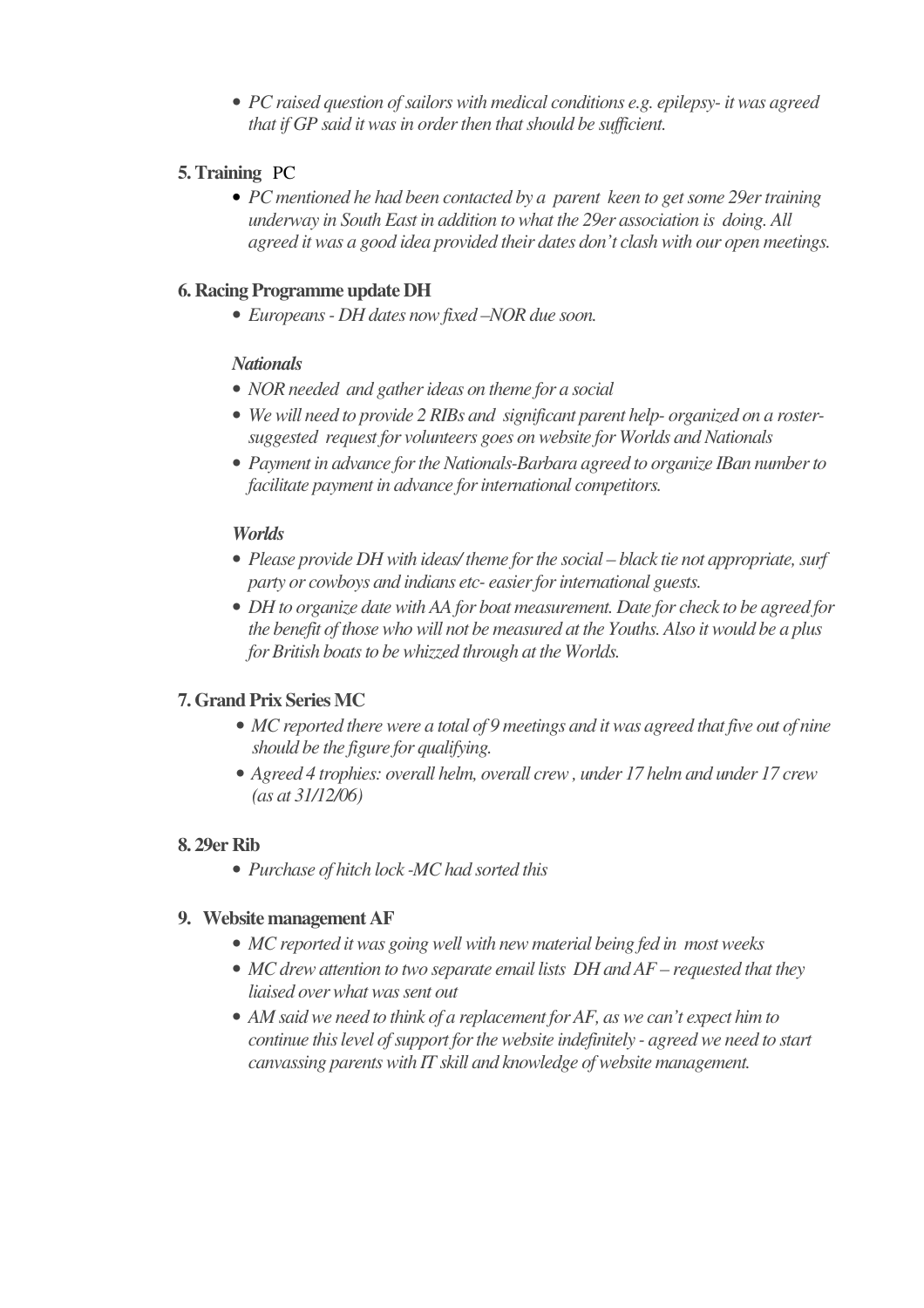- *PC raised question of sailors with medical conditions e.g. epilepsy- it was agreed that if GP said it was in order then that should be sufficient.*

**5. Training** PC

- *PC mentioned he had been contacted by a parent keen to get some 29er training underway in South East in addition to what the 29er association is doing. All agreed it was a good idea provided their dates don't clash with our open meetings.*

**6. Racing Programme update DH**

- *Europeans - DH dates now fixed –NOR due soon.*

***Nationals***

- *NOR needed and gather ideas on theme for a social*
- *We will need to provide 2 RIBs and significant parent help- organized on a roster- suggested request for volunteers goes on website for Worlds and Nationals*
- *Payment in advance for the Nationals-Barbara agreed to organize IBan number to facilitate payment in advance for international competitors.*

***Worlds***

- *Please provide DH with ideas/ theme for the social – black tie not appropriate, surf party or cowboys and indians etc- easier for international guests.*
- *DH to organize date with AA for boat measurement. Date for check to be agreed for the benefit of those who will not be measured at the Youths. Also it would be a plus for British boats to be whizzed through at the Worlds.*

**7. Grand Prix Series MC**

- *MC reported there were a total of 9 meetings and it was agreed that five out of nine should be the figure for qualifying.*
- *Agreed 4 trophies: overall helm, overall crew , under 17 helm and under 17 crew (as at 31/12/06)*

**8. 29er Rib**

- *Purchase of hitch lock -MC had sorted this*

**9. Website management AF**

- *MC reported it was going well with new material being fed in most weeks*
- *MC drew attention to two separate email lists DH and AF – requested that they liaised over what was sent out*
- *AM said we need to think of a replacement for AF, as we can't expect him to continue this level of support for the website indefinitely - agreed we need to start canvassing parents with IT skill and knowledge of website management.*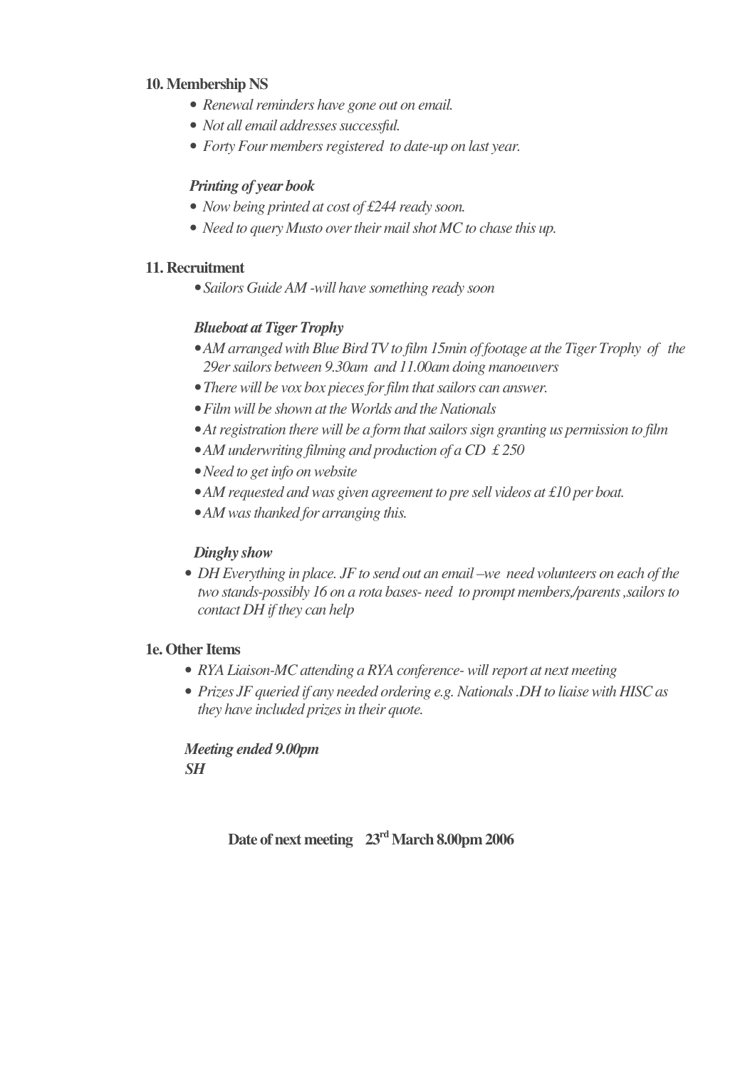**10. Membership NS**

- *Renewal reminders have gone out on email.*
- *Not all email addresses successful.*
- *Forty Four members registered to date-up on last year.*

***Printing of year book***

- *Now being printed at cost of £244 ready soon.*
- *Need to query Musto over their mail shot MC to chase this up.*

**11. Recruitment**

- *Sailors Guide AM -will have something ready soon*

***Blueboat at Tiger Trophy***

- *AM arranged with Blue Bird TV to film 15min of footage at the Tiger Trophy of the 29er sailors between 9.30am and 11.00am doing manoeuvers*
- *There will be vox box pieces for film that sailors can answer.*
- *Film will be shown at the Worlds and the Nationals*
- *At registration there will be a form that sailors sign granting us permission to film*
- *AM underwriting filming and production of a CD £ 250*
- *Need to get info on website*
- *AM requested and was given agreement to pre sell videos at £10 per boat.*
- *AM was thanked for arranging this.*

***Dinghy show***

- *DH Everything in place. JF to send out an email –we need volunteers on each of the two stands-possibly 16 on a rota bases- need to prompt members,/parents ,sailors to contact DH if they can help*

**1e. Other Items**

- *RYA Liaison-MC attending a RYA conference- will report at next meeting*
- *Prizes JF queried if any needed ordering e.g. Nationals .DH to liaise with HISC as they have included prizes in their quote.*

***Meeting ended 9.00pm***
***SH***

**Date of next meeting 23rd March 8.00pm 2006**